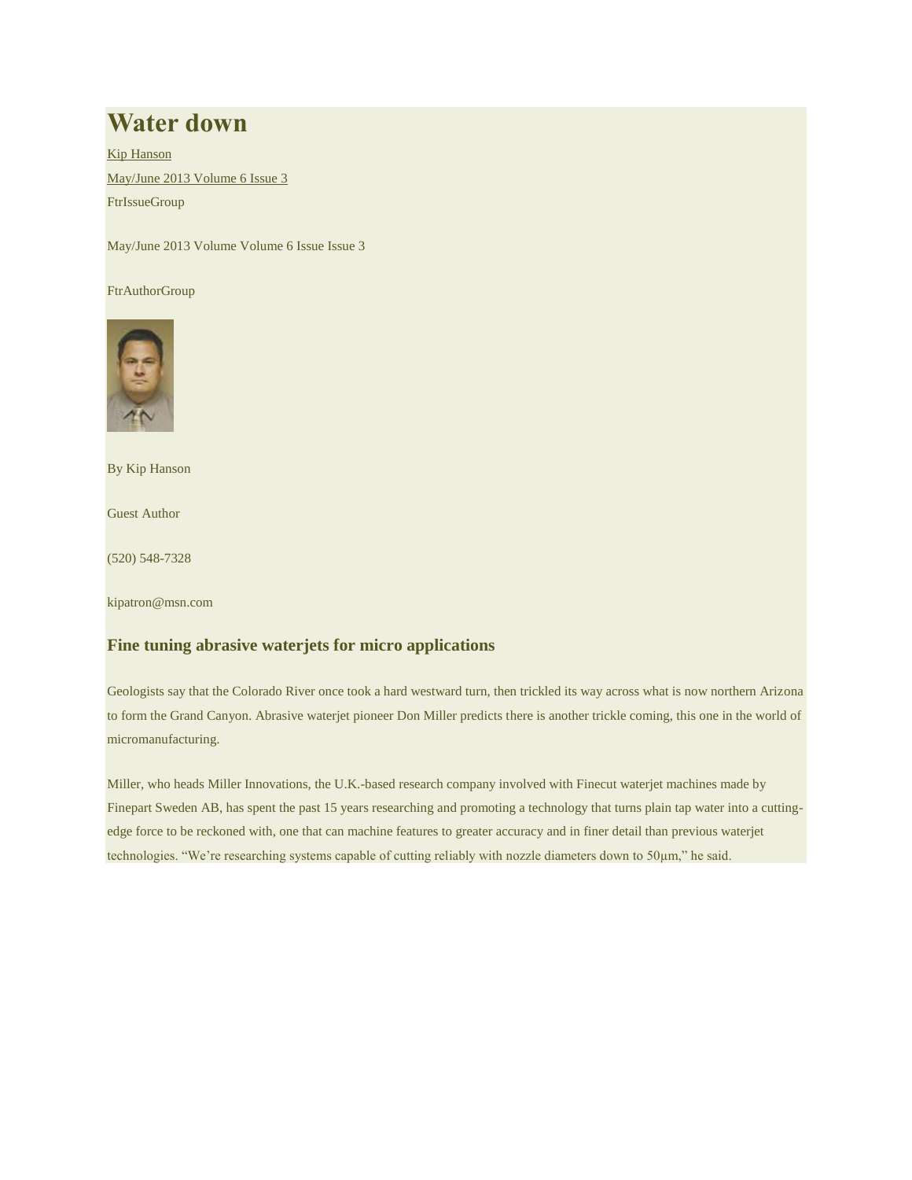# Water down

Kip Hanson

May/June 2013 Volume 6 Issue 3

FtrIssueGroup

May/June 2013 Volume Volume 6 Issue Issue 3

FtrAuthorGroup

By Kip Hanson

Guest Author

(520) 548-7328

kipatron@msn.com

### Fine tuning abrasive waterjets for micro applications

Geologists say that the Colorado River once took a hard westward turn, then trickled its way across what is now northern Arizona to form the Grand Canyon. Abrasive waterjet pioneer Don Miller predicts there is another trickle coming, this one in the world of micromanufacturing.

Miller, who heads Miller Innovations, the U.K.-based research company involved with Finecut waterjet machines made by Finepart Sweden AB, has spent the past 15 years researching and promoting a technology that turns plain tap water into a cutting-edge force to be reckoned with, one that can machine features to greater accuracy and in finer detail than previous waterjet technologies. "We're researching systems capable of cutting reliably with nozzle diameters down to 50µm," he said.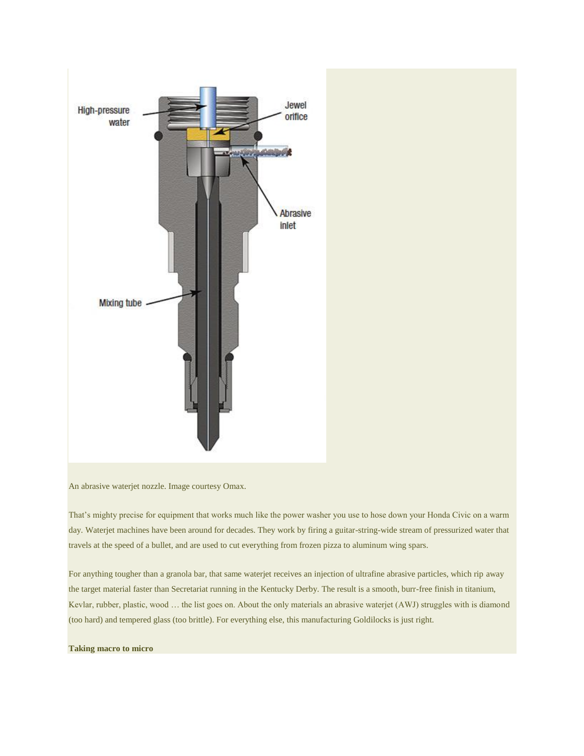High-pressure water

Jewel orifice

Abrasive inlet

Mixing tube

An abrasive waterjet nozzle. Image courtesy Omax.

That's mighty precise for equipment that works much like the power washer you use to hose down your Honda Civic on a warm day. Waterjet machines have been around for decades. They work by firing a guitar-string-wide stream of pressurized water that travels at the speed of a bullet, and are used to cut everything from frozen pizza to aluminum wing spars.

For anything tougher than a granola bar, that same waterjet receives an injection of ultrafine abrasive particles, which rip away the target material faster than Secretariat running in the Kentucky Derby. The result is a smooth, burr-free finish in titanium, Kevlar, rubber, plastic, wood … the list goes on. About the only materials an abrasive waterjet (AWJ) struggles with is diamond (too hard) and tempered glass (too brittle). For everything else, this manufacturing Goldilocks is just right.

**Taking macro to micro**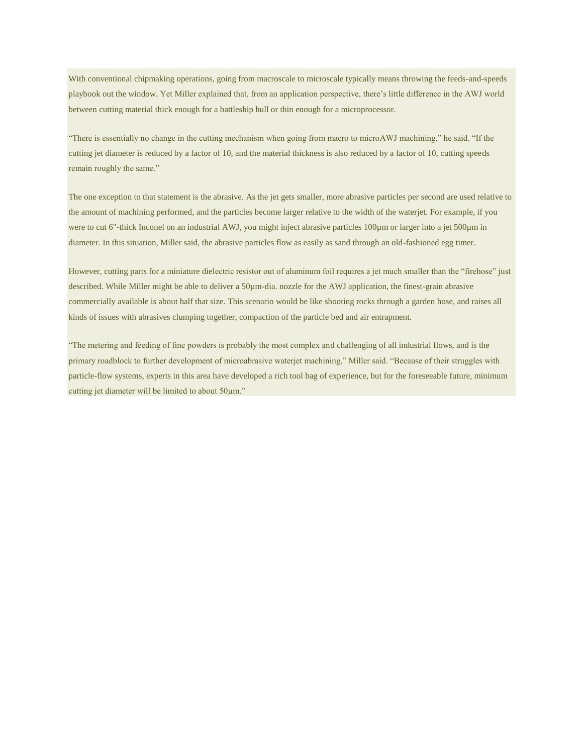With conventional chipmaking operations, going from macroscale to microscale typically means throwing the feeds-and-speeds playbook out the window. Yet Miller explained that, from an application perspective, there's little difference in the AWJ world between cutting material thick enough for a battleship hull or thin enough for a microprocessor.

"There is essentially no change in the cutting mechanism when going from macro to microAWJ machining," he said. "If the cutting jet diameter is reduced by a factor of 10, and the material thickness is also reduced by a factor of 10, cutting speeds remain roughly the same."

The one exception to that statement is the abrasive. As the jet gets smaller, more abrasive particles per second are used relative to the amount of machining performed, and the particles become larger relative to the width of the waterjet. For example, if you were to cut 6"-thick Inconel on an industrial AWJ, you might inject abrasive particles 100μm or larger into a jet 500μm in diameter. In this situation, Miller said, the abrasive particles flow as easily as sand through an old-fashioned egg timer.

However, cutting parts for a miniature dielectric resistor out of aluminum foil requires a jet much smaller than the "firehose" just described. While Miller might be able to deliver a 50μm-dia. nozzle for the AWJ application, the finest-grain abrasive commercially available is about half that size. This scenario would be like shooting rocks through a garden hose, and raises all kinds of issues with abrasives clumping together, compaction of the particle bed and air entrapment.

"The metering and feeding of fine powders is probably the most complex and challenging of all industrial flows, and is the primary roadblock to further development of microabrasive waterjet machining," Miller said. "Because of their struggles with particle-flow systems, experts in this area have developed a rich tool bag of experience, but for the foreseeable future, minimum cutting jet diameter will be limited to about 50μm."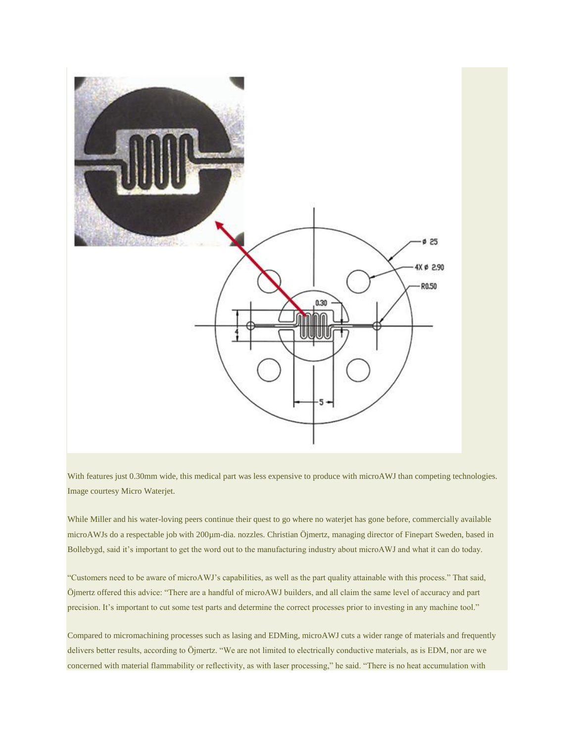With features just 0.30mm wide, this medical part was less expensive to produce with microAWJ than competing technologies. Image courtesy Micro Waterjet.

While Miller and his water-loving peers continue their quest to go where no waterjet has gone before, commercially available microAWJs do a respectable job with 200µm-dia. nozzles. Christian Öjmertz, managing director of Finepart Sweden, based in Bollebygd, said it's important to get the word out to the manufacturing industry about microAWJ and what it can do today.

"Customers need to be aware of microAWJ's capabilities, as well as the part quality attainable with this process." That said, Öjmertz offered this advice: "There are a handful of microAWJ builders, and all claim the same level of accuracy and part precision. It's important to cut some test parts and determine the correct processes prior to investing in any machine tool."

Compared to micromachining processes such as lasing and EDMing, microAWJ cuts a wider range of materials and frequently delivers better results, according to Öjmertz. "We are not limited to electrically conductive materials, as is EDM, nor are we concerned with material flammability or reflectivity, as with laser processing," he said. "There is no heat accumulation with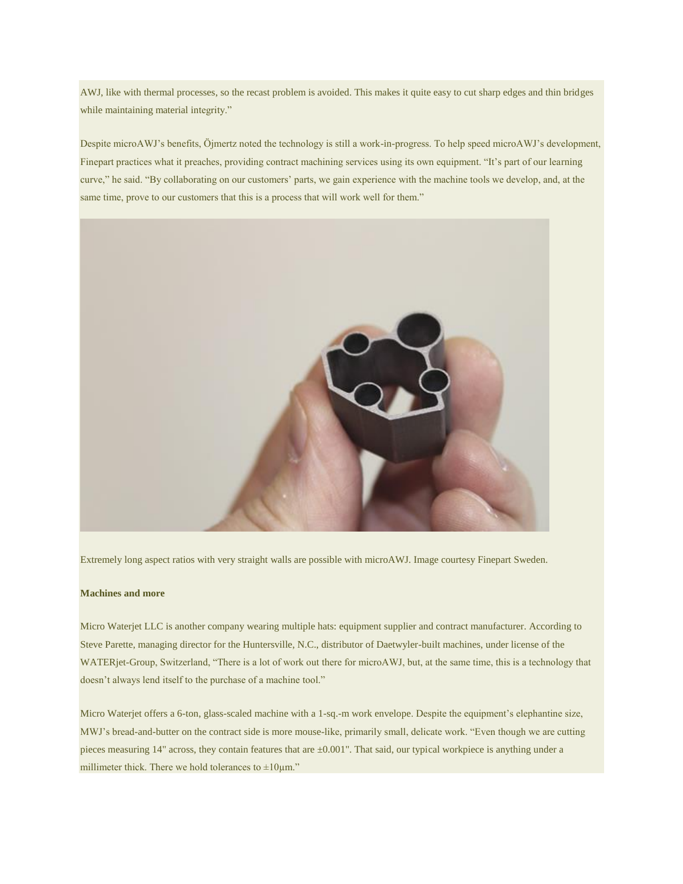AWJ, like with thermal processes, so the recast problem is avoided. This makes it quite easy to cut sharp edges and thin bridges while maintaining material integrity."

Despite microAWJ's benefits, Öjmertz noted the technology is still a work-in-progress. To help speed microAWJ's development, Finepart practices what it preaches, providing contract machining services using its own equipment. "It's part of our learning curve," he said. "By collaborating on our customers' parts, we gain experience with the machine tools we develop, and, at the same time, prove to our customers that this is a process that will work well for them."

Extremely long aspect ratios with very straight walls are possible with microAWJ. Image courtesy Finepart Sweden.

**Machines and more**

Micro Waterjet LLC is another company wearing multiple hats: equipment supplier and contract manufacturer. According to Steve Parette, managing director for the Huntersville, N.C., distributor of Daetwyler-built machines, under license of the WATERjet-Group, Switzerland, "There is a lot of work out there for microAWJ, but, at the same time, this is a technology that doesn't always lend itself to the purchase of a machine tool."

Micro Waterjet offers a 6-ton, glass-scaled machine with a 1-sq.-m work envelope. Despite the equipment's elephantine size, MWJ's bread-and-butter on the contract side is more mouse-like, primarily small, delicate work. "Even though we are cutting pieces measuring 14" across, they contain features that are ±0.001". That said, our typical workpiece is anything under a millimeter thick. There we hold tolerances to ±10μm."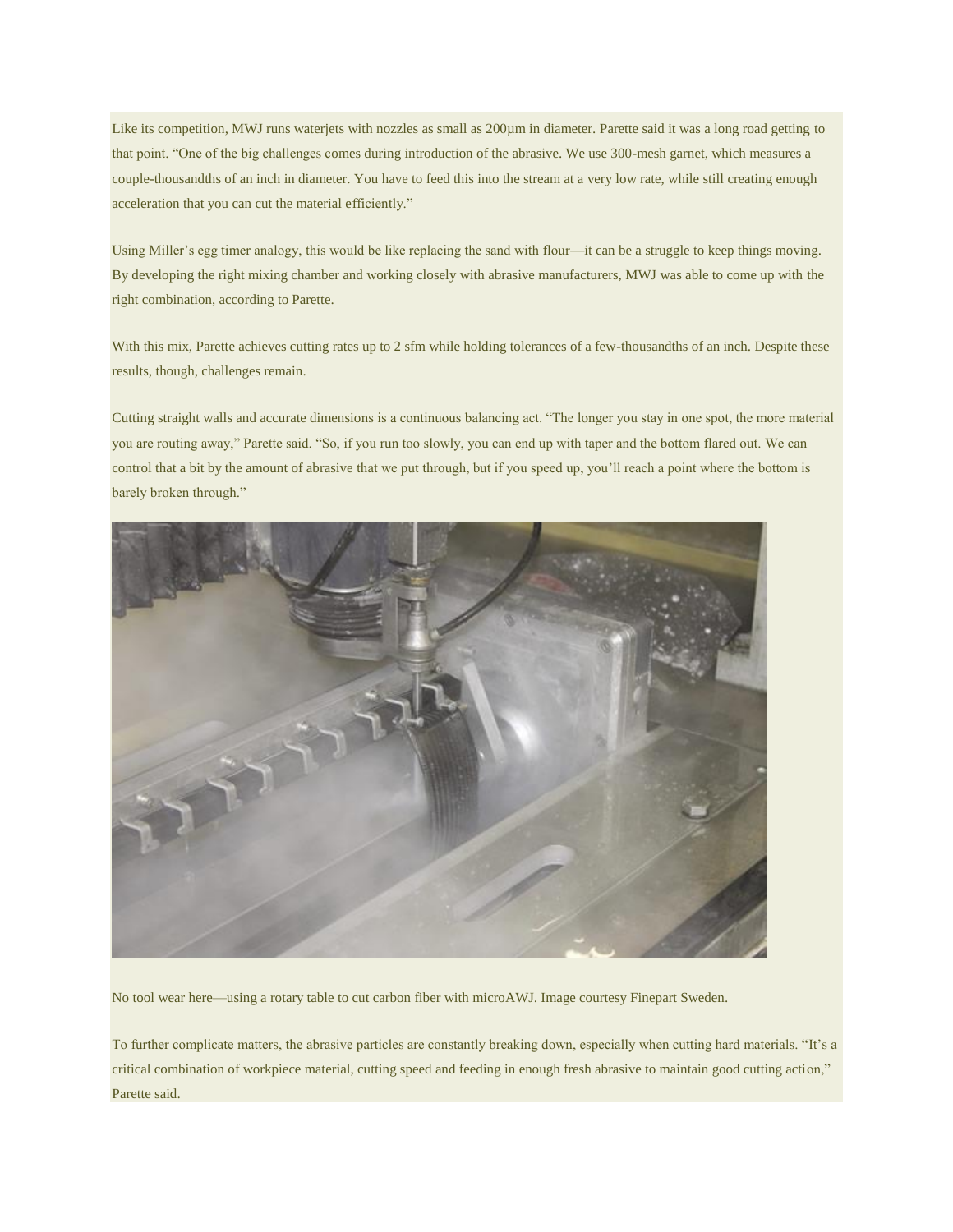Like its competition, MWJ runs waterjets with nozzles as small as 200µm in diameter. Parette said it was a long road getting to that point. "One of the big challenges comes during introduction of the abrasive. We use 300-mesh garnet, which measures a couple-thousandths of an inch in diameter. You have to feed this into the stream at a very low rate, while still creating enough acceleration that you can cut the material efficiently."

Using Miller's egg timer analogy, this would be like replacing the sand with flour—it can be a struggle to keep things moving. By developing the right mixing chamber and working closely with abrasive manufacturers, MWJ was able to come up with the right combination, according to Parette.

With this mix, Parette achieves cutting rates up to 2 sfm while holding tolerances of a few-thousandths of an inch. Despite these results, though, challenges remain.

Cutting straight walls and accurate dimensions is a continuous balancing act. "The longer you stay in one spot, the more material you are routing away," Parette said. "So, if you run too slowly, you can end up with taper and the bottom flared out. We can control that a bit by the amount of abrasive that we put through, but if you speed up, you'll reach a point where the bottom is barely broken through."

No tool wear here—using a rotary table to cut carbon fiber with microAWJ. Image courtesy Finepart Sweden.

To further complicate matters, the abrasive particles are constantly breaking down, especially when cutting hard materials. "It's a critical combination of workpiece material, cutting speed and feeding in enough fresh abrasive to maintain good cutting action," Parette said.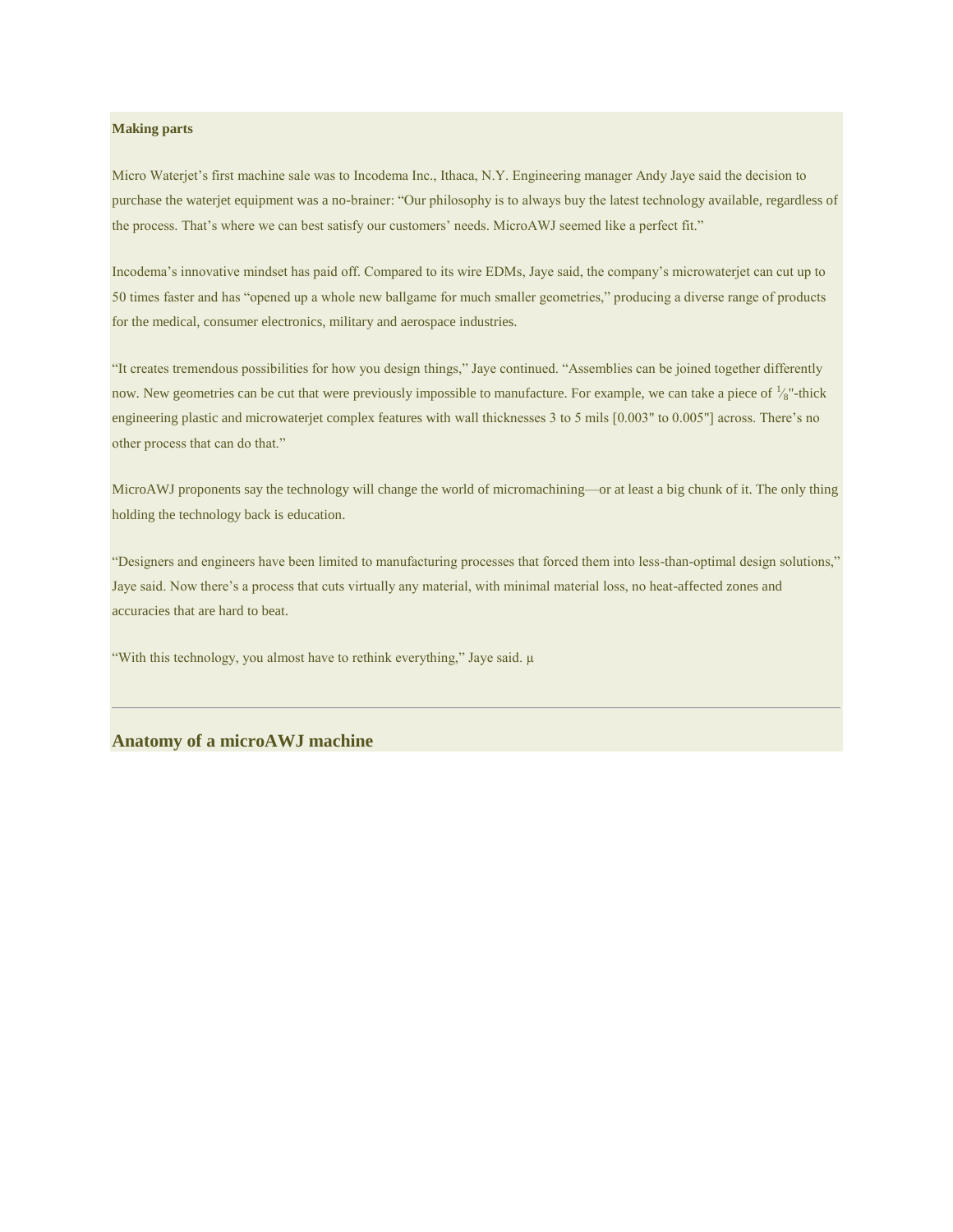**Making parts**

Micro Waterjet's first machine sale was to Incodema Inc., Ithaca, N.Y. Engineering manager Andy Jaye said the decision to purchase the waterjet equipment was a no-brainer: "Our philosophy is to always buy the latest technology available, regardless of the process. That's where we can best satisfy our customers' needs. MicroAWJ seemed like a perfect fit."

Incodema's innovative mindset has paid off. Compared to its wire EDMs, Jaye said, the company's microwaterjet can cut up to 50 times faster and has "opened up a whole new ballgame for much smaller geometries," producing a diverse range of products for the medical, consumer electronics, military and aerospace industries.

"It creates tremendous possibilities for how you design things," Jaye continued. "Assemblies can be joined together differently now. New geometries can be cut that were previously impossible to manufacture. For example, we can take a piece of ⅛"-thick engineering plastic and microwaterjet complex features with wall thicknesses 3 to 5 mils [0.003" to 0.005"] across. There's no other process that can do that."

MicroAWJ proponents say the technology will change the world of micromachining—or at least a big chunk of it. The only thing holding the technology back is education.

"Designers and engineers have been limited to manufacturing processes that forced them into less-than-optimal design solutions," Jaye said. Now there's a process that cuts virtually any material, with minimal material loss, no heat-affected zones and accuracies that are hard to beat.

"With this technology, you almost have to rethink everything," Jaye said. µ

---

## Anatomy of a microAWJ machine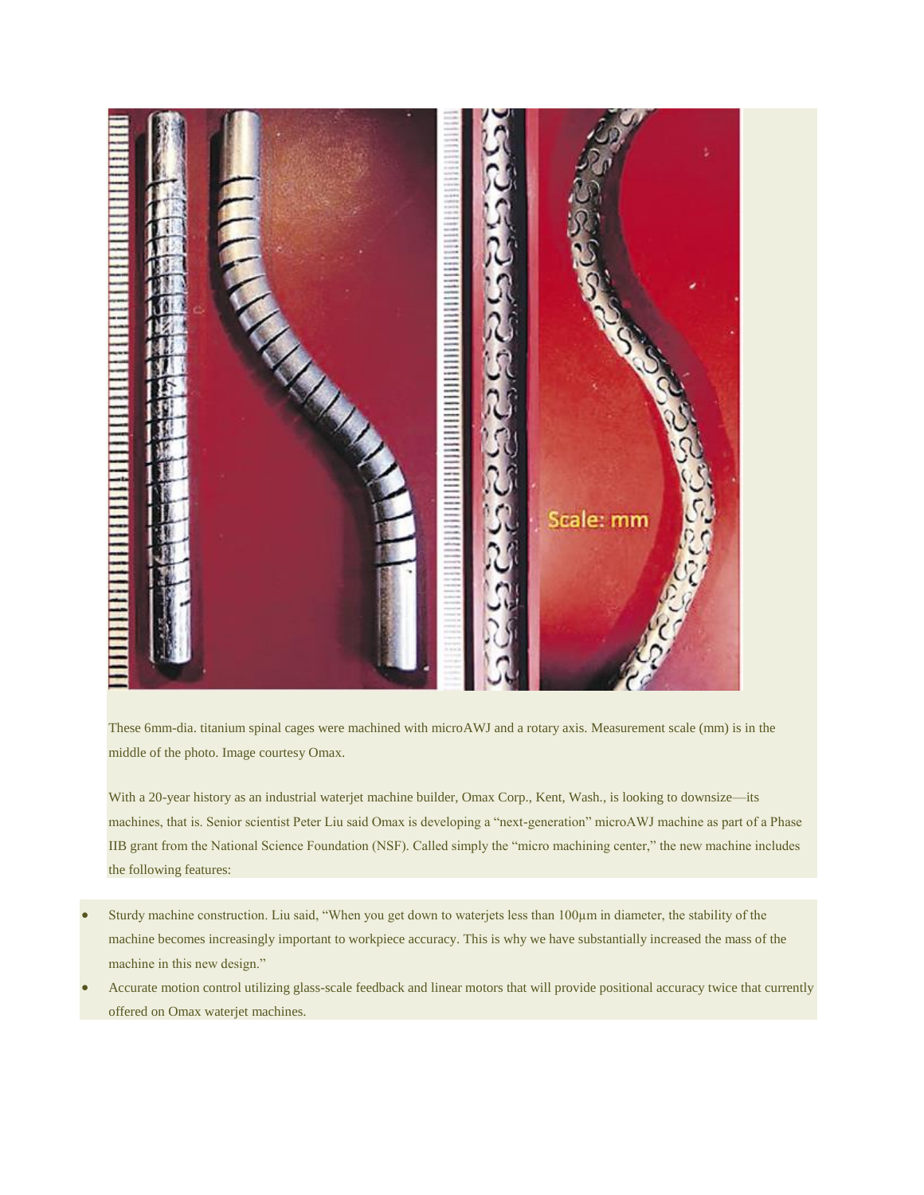These 6mm-dia. titanium spinal cages were machined with microAWJ and a rotary axis. Measurement scale (mm) is in the middle of the photo. Image courtesy Omax.

With a 20-year history as an industrial waterjet machine builder, Omax Corp., Kent, Wash., is looking to downsize—its machines, that is. Senior scientist Peter Liu said Omax is developing a "next-generation" microAWJ machine as part of a Phase IIB grant from the National Science Foundation (NSF). Called simply the "micro machining center," the new machine includes the following features:

- Sturdy machine construction. Liu said, "When you get down to waterjets less than 100µm in diameter, the stability of the machine becomes increasingly important to workpiece accuracy. This is why we have substantially increased the mass of the machine in this new design."
- Accurate motion control utilizing glass-scale feedback and linear motors that will provide positional accuracy twice that currently offered on Omax waterjet machines.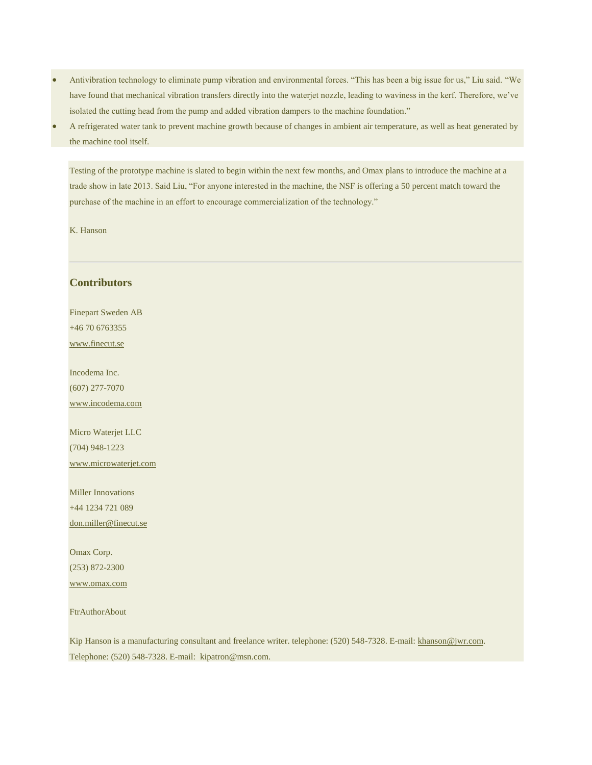- Antivibration technology to eliminate pump vibration and environmental forces. “This has been a big issue for us,” Liu said. “We have found that mechanical vibration transfers directly into the waterjet nozzle, leading to waviness in the kerf. Therefore, we’ve isolated the cutting head from the pump and added vibration dampers to the machine foundation.”
- A refrigerated water tank to prevent machine growth because of changes in ambient air temperature, as well as heat generated by the machine tool itself.

Testing of the prototype machine is slated to begin within the next few months, and Omax plans to introduce the machine at a trade show in late 2013. Said Liu, “For anyone interested in the machine, the NSF is offering a 50 percent match toward the purchase of the machine in an effort to encourage commercialization of the technology.”

K. Hanson

---

## Contributors

Finepart Sweden AB
+46 70 6763355
www.finecut.se

Incodema Inc.
(607) 277-7070
www.incodema.com

Micro Waterjet LLC
(704) 948-1223
www.microwaterjet.com

Miller Innovations
+44 1234 721 089
don.miller@finecut.se

Omax Corp.
(253) 872-2300
www.omax.com

FtrAuthorAbout

Kip Hanson is a manufacturing consultant and freelance writer. telephone: (520) 548-7328. E-mail: khanson@jwr.com. Telephone: (520) 548-7328. E-mail: kipatron@msn.com.